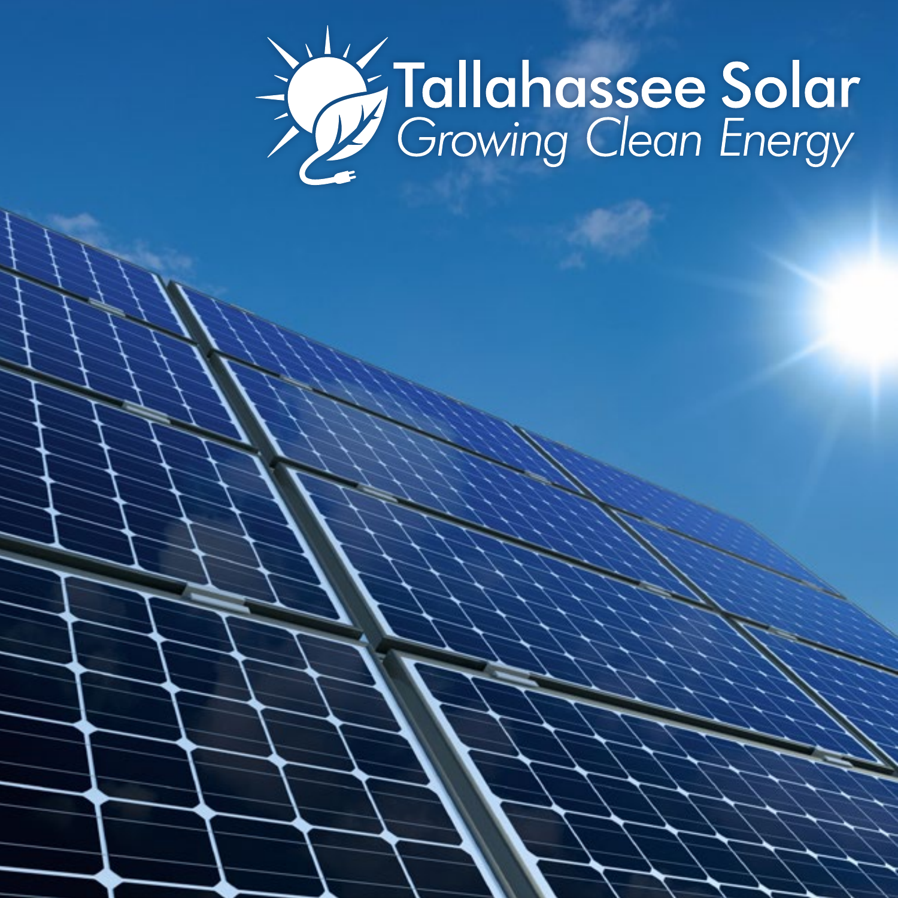# Tallahassee Solar

*Growing Clean Energy*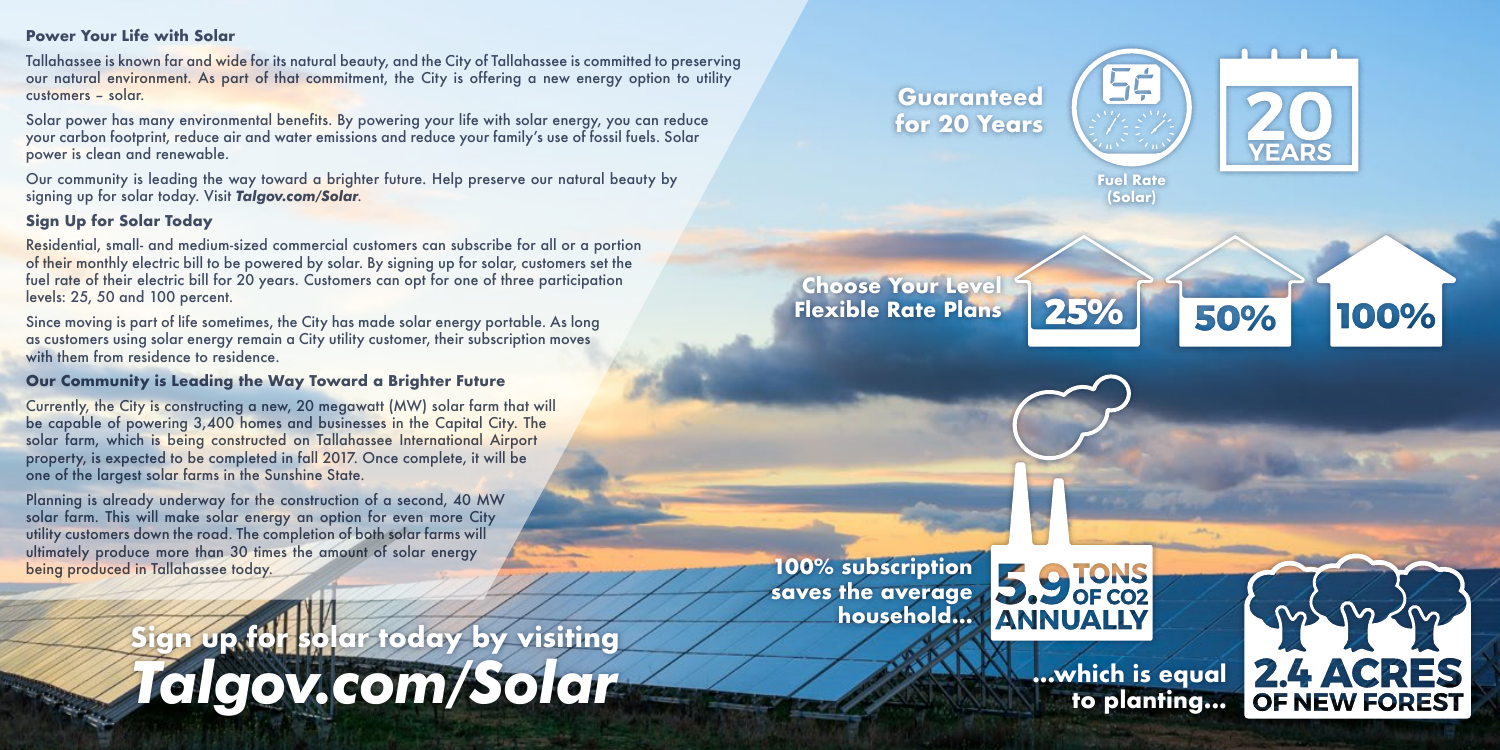### Power Your Life with Solar

Tallahassee is known far and wide for its natural beauty, and the City of Tallahassee is committed to preserving our natural environment. As part of that commitment, the City is offering a new energy option to utility customers – solar.

Solar power has many environmental benefits. By powering your life with solar energy, you can reduce your carbon footprint, reduce air and water emissions and reduce your family's use of fossil fuels. Solar power is clean and renewable.

Our community is leading the way toward a brighter future. Help preserve our natural beauty by signing up for solar today. Visit ***Talgov.com/Solar***.

### Sign Up for Solar Today

Residential, small- and medium-sized commercial customers can subscribe for all or a portion of their monthly electric bill to be powered by solar. By signing up for solar, customers set the fuel rate of their electric bill for 20 years. Customers can opt for one of three participation levels: 25, 50 and 100 percent.

Since moving is part of life sometimes, the City has made solar energy portable. As long as customers using solar energy remain a City utility customer, their subscription moves with them from residence to residence.

### Our Community is Leading the Way Toward a Brighter Future

Currently, the City is constructing a new, 20 megawatt (MW) solar farm that will be capable of powering 3,400 homes and businesses in the Capital City. The solar farm, which is being constructed on Tallahassee International Airport property, is expected to be completed in fall 2017. Once complete, it will be one of the largest solar farms in the Sunshine State.

Planning is already underway for the construction of a second, 40 MW solar farm. This will make solar energy an option for even more City utility customers down the road. The completion of both solar farms will ultimately produce more than 30 times the amount of solar energy being produced in Tallahassee today.

## Sign up for solar today by visiting ***Talgov.com/Solar***

**Guaranteed for 20 Years**

5¢

Fuel Rate (Solar)

20 YEARS

**Choose Your Level Flexible Rate Plans**

25% 50% 100%

**100% subscription saves the average household...**

5.9 TONS OF $CO_2$ ANNUALLY

**...which is equal to planting...**

2.4 ACRES OF NEW FOREST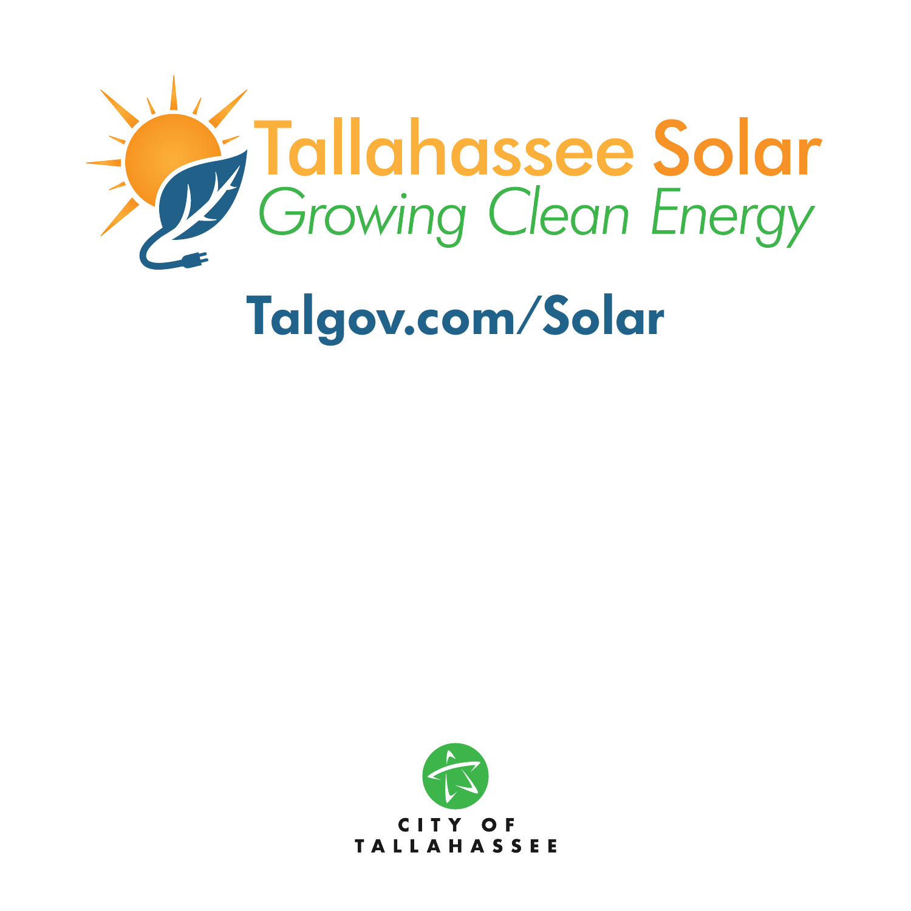# Tallahassee Solar

*Growing Clean Energy*

**Talgov.com/Solar**

CITY OF
TALLAHASSEE